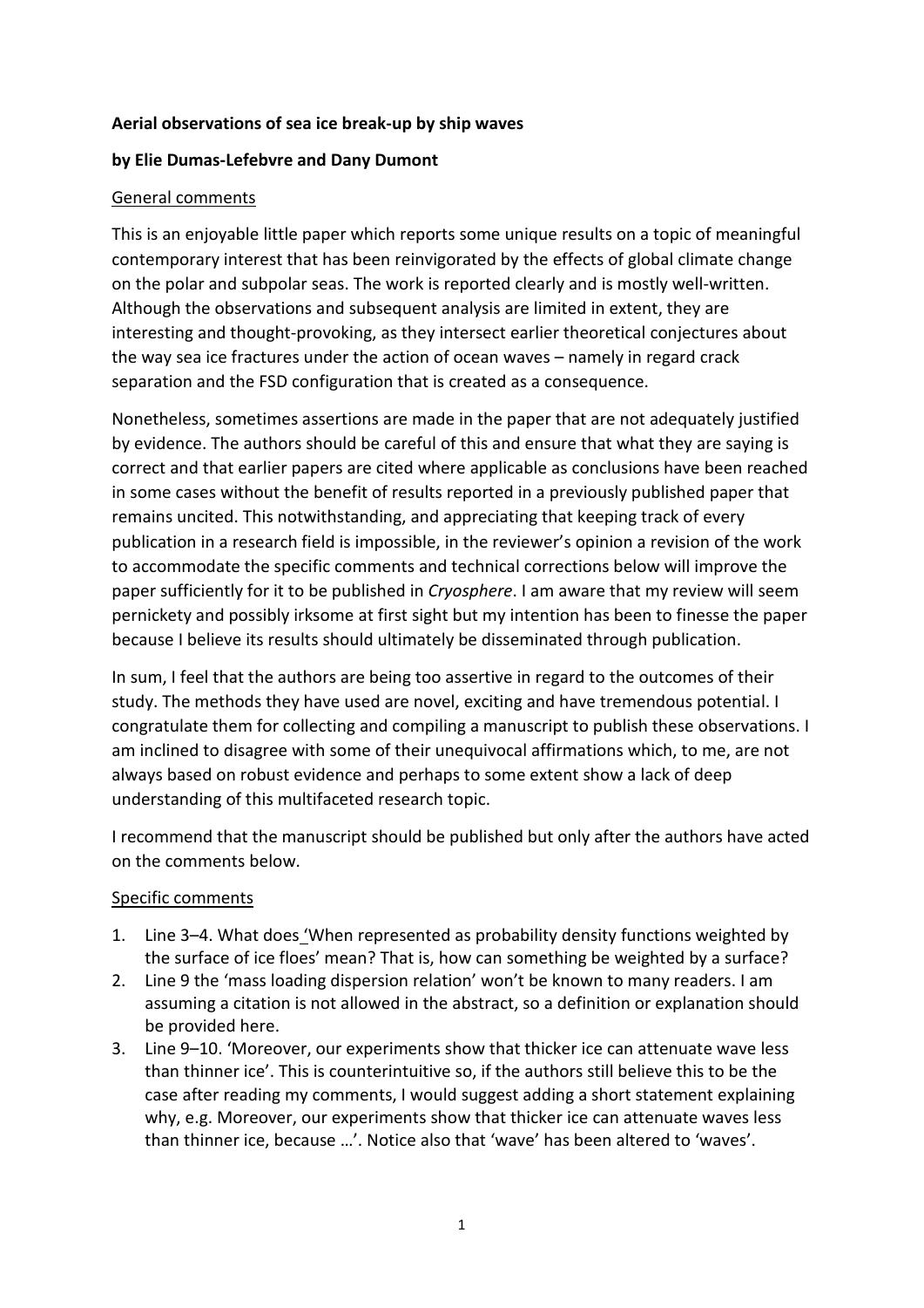**Aerial observations of sea ice break-up by ship waves**

**by Elie Dumas-Lefebvre and Dany Dumont**

General comments

This is an enjoyable little paper which reports some unique results on a topic of meaningful contemporary interest that has been reinvigorated by the effects of global climate change on the polar and subpolar seas. The work is reported clearly and is mostly well-written. Although the observations and subsequent analysis are limited in extent, they are interesting and thought-provoking, as they intersect earlier theoretical conjectures about the way sea ice fractures under the action of ocean waves – namely in regard crack separation and the FSD configuration that is created as a consequence.

Nonetheless, sometimes assertions are made in the paper that are not adequately justified by evidence. The authors should be careful of this and ensure that what they are saying is correct and that earlier papers are cited where applicable as conclusions have been reached in some cases without the benefit of results reported in a previously published paper that remains uncited. This notwithstanding, and appreciating that keeping track of every publication in a research field is impossible, in the reviewer's opinion a revision of the work to accommodate the specific comments and technical corrections below will improve the paper sufficiently for it to be published in *Cryosphere*. I am aware that my review will seem pernickety and possibly irksome at first sight but my intention has been to finesse the paper because I believe its results should ultimately be disseminated through publication.

In sum, I feel that the authors are being too assertive in regard to the outcomes of their study. The methods they have used are novel, exciting and have tremendous potential. I congratulate them for collecting and compiling a manuscript to publish these observations. I am inclined to disagree with some of their unequivocal affirmations which, to me, are not always based on robust evidence and perhaps to some extent show a lack of deep understanding of this multifaceted research topic.

I recommend that the manuscript should be published but only after the authors have acted on the comments below.

Specific comments

1. Line 3–4. What does 'When represented as probability density functions weighted by the surface of ice floes' mean? That is, how can something be weighted by a surface?
2. Line 9 the 'mass loading dispersion relation' won't be known to many readers. I am assuming a citation is not allowed in the abstract, so a definition or explanation should be provided here.
3. Line 9–10. 'Moreover, our experiments show that thicker ice can attenuate wave less than thinner ice'. This is counterintuitive so, if the authors still believe this to be the case after reading my comments, I would suggest adding a short statement explaining why, e.g. Moreover, our experiments show that thicker ice can attenuate waves less than thinner ice, because …'. Notice also that 'wave' has been altered to 'waves'.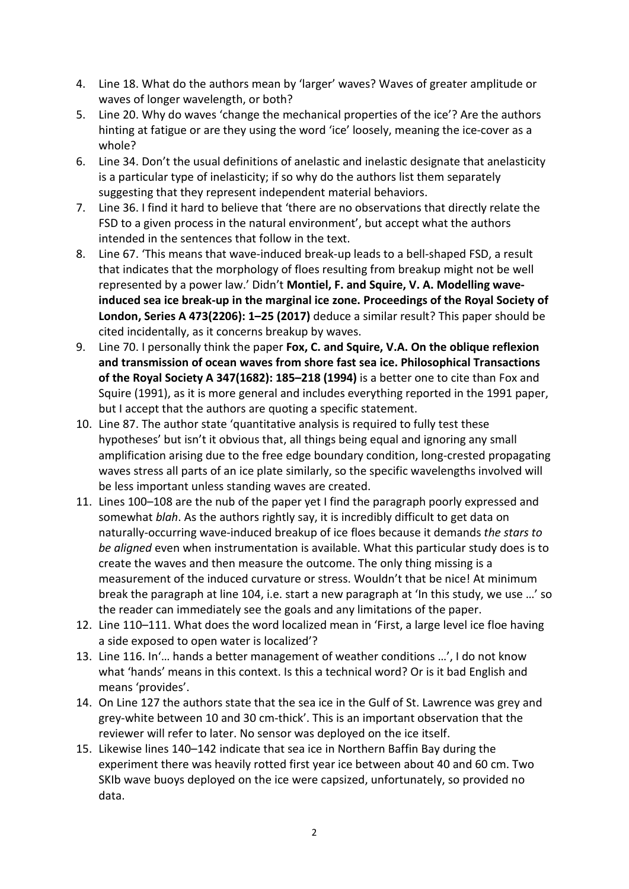4. Line 18. What do the authors mean by 'larger' waves? Waves of greater amplitude or waves of longer wavelength, or both?
5. Line 20. Why do waves 'change the mechanical properties of the ice'? Are the authors hinting at fatigue or are they using the word 'ice' loosely, meaning the ice-cover as a whole?
6. Line 34. Don't the usual definitions of anelastic and inelastic designate that anelasticity is a particular type of inelasticity; if so why do the authors list them separately suggesting that they represent independent material behaviors.
7. Line 36. I find it hard to believe that 'there are no observations that directly relate the FSD to a given process in the natural environment', but accept what the authors intended in the sentences that follow in the text.
8. Line 67. 'This means that wave-induced break-up leads to a bell-shaped FSD, a result that indicates that the morphology of floes resulting from breakup might not be well represented by a power law.' Didn't **Montiel, F. and Squire, V. A. Modelling wave-induced sea ice break-up in the marginal ice zone. Proceedings of the Royal Society of London, Series A 473(2206): 1–25 (2017)** deduce a similar result? This paper should be cited incidentally, as it concerns breakup by waves.
9. Line 70. I personally think the paper **Fox, C. and Squire, V.A. On the oblique reflexion and transmission of ocean waves from shore fast sea ice. Philosophical Transactions of the Royal Society A 347(1682): 185–218 (1994)** is a better one to cite than Fox and Squire (1991), as it is more general and includes everything reported in the 1991 paper, but I accept that the authors are quoting a specific statement.
10. Line 87. The author state 'quantitative analysis is required to fully test these hypotheses' but isn't it obvious that, all things being equal and ignoring any small amplification arising due to the free edge boundary condition, long-crested propagating waves stress all parts of an ice plate similarly, so the specific wavelengths involved will be less important unless standing waves are created.
11. Lines 100–108 are the nub of the paper yet I find the paragraph poorly expressed and somewhat *blah*. As the authors rightly say, it is incredibly difficult to get data on naturally-occurring wave-induced breakup of ice floes because it demands *the stars to be aligned* even when instrumentation is available. What this particular study does is to create the waves and then measure the outcome. The only thing missing is a measurement of the induced curvature or stress. Wouldn't that be nice! At minimum break the paragraph at line 104, i.e. start a new paragraph at 'In this study, we use …' so the reader can immediately see the goals and any limitations of the paper.
12. Line 110–111. What does the word localized mean in 'First, a large level ice floe having a side exposed to open water is localized'?
13. Line 116. In'… hands a better management of weather conditions …', I do not know what 'hands' means in this context. Is this a technical word? Or is it bad English and means 'provides'.
14. On Line 127 the authors state that the sea ice in the Gulf of St. Lawrence was grey and grey-white between 10 and 30 cm-thick'. This is an important observation that the reviewer will refer to later. No sensor was deployed on the ice itself.
15. Likewise lines 140–142 indicate that sea ice in Northern Baffin Bay during the experiment there was heavily rotted first year ice between about 40 and 60 cm. Two SKIb wave buoys deployed on the ice were capsized, unfortunately, so provided no data.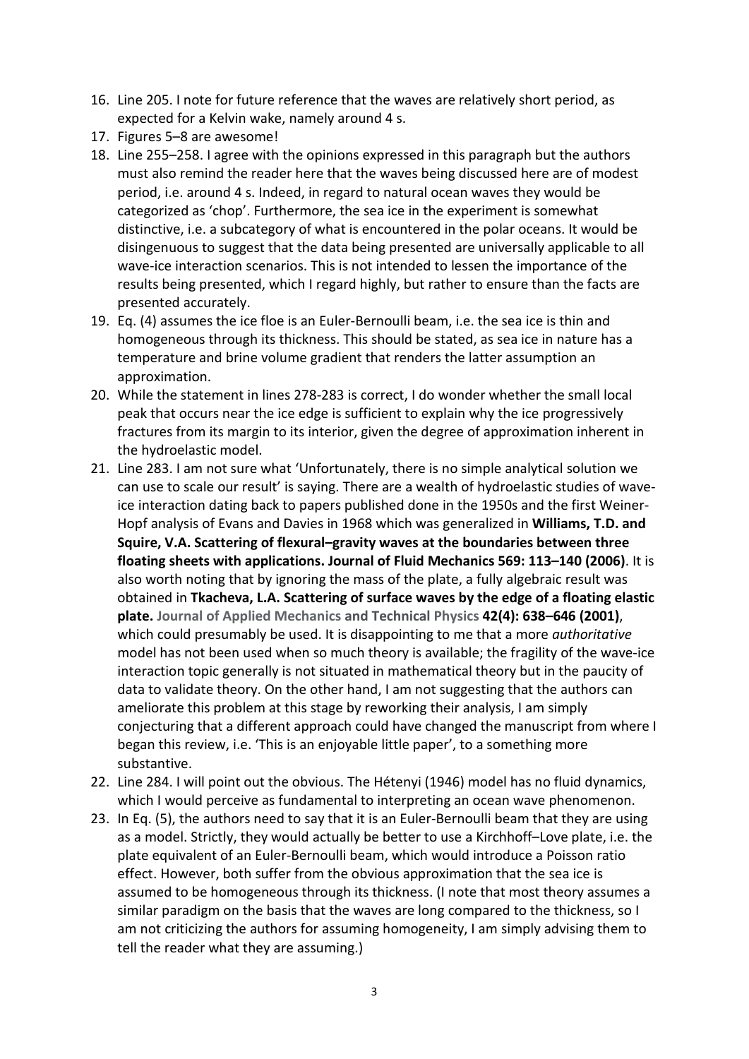16. Line 205. I note for future reference that the waves are relatively short period, as expected for a Kelvin wake, namely around 4 s.
17. Figures 5–8 are awesome!
18. Line 255–258. I agree with the opinions expressed in this paragraph but the authors must also remind the reader here that the waves being discussed here are of modest period, i.e. around 4 s. Indeed, in regard to natural ocean waves they would be categorized as 'chop'. Furthermore, the sea ice in the experiment is somewhat distinctive, i.e. a subcategory of what is encountered in the polar oceans. It would be disingenuous to suggest that the data being presented are universally applicable to all wave-ice interaction scenarios. This is not intended to lessen the importance of the results being presented, which I regard highly, but rather to ensure than the facts are presented accurately.
19. Eq. (4) assumes the ice floe is an Euler-Bernoulli beam, i.e. the sea ice is thin and homogeneous through its thickness. This should be stated, as sea ice in nature has a temperature and brine volume gradient that renders the latter assumption an approximation.
20. While the statement in lines 278-283 is correct, I do wonder whether the small local peak that occurs near the ice edge is sufficient to explain why the ice progressively fractures from its margin to its interior, given the degree of approximation inherent in the hydroelastic model.
21. Line 283. I am not sure what 'Unfortunately, there is no simple analytical solution we can use to scale our result' is saying. There are a wealth of hydroelastic studies of wave-ice interaction dating back to papers published done in the 1950s and the first Weiner-Hopf analysis of Evans and Davies in 1968 which was generalized in **Williams, T.D. and Squire, V.A. Scattering of flexural–gravity waves at the boundaries between three floating sheets with applications. Journal of Fluid Mechanics 569: 113–140 (2006)**. It is also worth noting that by ignoring the mass of the plate, a fully algebraic result was obtained in **Tkacheva, L.A. Scattering of surface waves by the edge of a floating elastic plate.** Journal of Applied Mechanics and Technical Physics **42(4): 638–646 (2001)**, which could presumably be used. It is disappointing to me that a more *authoritative* model has not been used when so much theory is available; the fragility of the wave-ice interaction topic generally is not situated in mathematical theory but in the paucity of data to validate theory. On the other hand, I am not suggesting that the authors can ameliorate this problem at this stage by reworking their analysis, I am simply conjecturing that a different approach could have changed the manuscript from where I began this review, i.e. 'This is an enjoyable little paper', to a something more substantive.
22. Line 284. I will point out the obvious. The Hétenyi (1946) model has no fluid dynamics, which I would perceive as fundamental to interpreting an ocean wave phenomenon.
23. In Eq. (5), the authors need to say that it is an Euler-Bernoulli beam that they are using as a model. Strictly, they would actually be better to use a Kirchhoff–Love plate, i.e. the plate equivalent of an Euler-Bernoulli beam, which would introduce a Poisson ratio effect. However, both suffer from the obvious approximation that the sea ice is assumed to be homogeneous through its thickness. (I note that most theory assumes a similar paradigm on the basis that the waves are long compared to the thickness, so I am not criticizing the authors for assuming homogeneity, I am simply advising them to tell the reader what they are assuming.)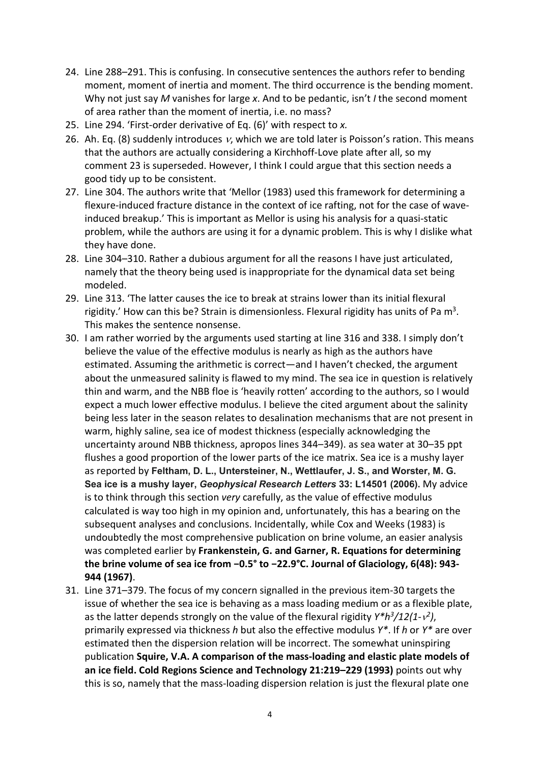24. Line 288–291. This is confusing. In consecutive sentences the authors refer to bending moment, moment of inertia and moment. The third occurrence is the bending moment. Why not just say $M$ vanishes for large $x$. And to be pedantic, isn't $I$ the second moment of area rather than the moment of inertia, i.e. no mass?
25. Line 294. 'First-order derivative of Eq. (6)' with respect to $x$.
26. Ah. Eq. (8) suddenly introduces $\nu$, which we are told later is Poisson's ration. This means that the authors are actually considering a Kirchhoff-Love plate after all, so my comment 23 is superseded. However, I think I could argue that this section needs a good tidy up to be consistent.
27. Line 304. The authors write that 'Mellor (1983) used this framework for determining a flexure-induced fracture distance in the context of ice rafting, not for the case of wave-induced breakup.' This is important as Mellor is using his analysis for a quasi-static problem, while the authors are using it for a dynamic problem. This is why I dislike what they have done.
28. Line 304–310. Rather a dubious argument for all the reasons I have just articulated, namely that the theory being used is inappropriate for the dynamical data set being modeled.
29. Line 313. 'The latter causes the ice to break at strains lower than its initial flexural rigidity.' How can this be? Strain is dimensionless. Flexural rigidity has units of Pa $m^3$. This makes the sentence nonsense.
30. I am rather worried by the arguments used starting at line 316 and 338. I simply don't believe the value of the effective modulus is nearly as high as the authors have estimated. Assuming the arithmetic is correct—and I haven't checked, the argument about the unmeasured salinity is flawed to my mind. The sea ice in question is relatively thin and warm, and the NBB floe is 'heavily rotten' according to the authors, so I would expect a much lower effective modulus. I believe the cited argument about the salinity being less later in the season relates to desalination mechanisms that are not present in warm, highly saline, sea ice of modest thickness (especially acknowledging the uncertainty around NBB thickness, apropos lines 344–349). as sea water at 30–35 ppt flushes a good proportion of the lower parts of the ice matrix. Sea ice is a mushy layer as reported by **Feltham, D. L., Untersteiner, N., Wettlaufer, J. S., and Worster, M. G. Sea ice is a mushy layer, *Geophysical Research Letters* 33: L14501 (2006).** My advice is to think through this section *very* carefully, as the value of effective modulus calculated is way too high in my opinion and, unfortunately, this has a bearing on the subsequent analyses and conclusions. Incidentally, while Cox and Weeks (1983) is undoubtedly the most comprehensive publication on brine volume, an easier analysis was completed earlier by **Frankenstein, G. and Garner, R. Equations for determining the brine volume of sea ice from −0.5° to −22.9°C. Journal of Glaciology, 6(48): 943-944 (1967)**.
31. Line 371–379. The focus of my concern signalled in the previous item-30 targets the issue of whether the sea ice is behaving as a mass loading medium or as a flexible plate, as the latter depends strongly on the value of the flexural rigidity $Y^*h^3/12(1-\nu^2)$, primarily expressed via thickness $h$ but also the effective modulus $Y^*$. If $h$ or $Y^*$ are over estimated then the dispersion relation will be incorrect. The somewhat uninspiring publication **Squire, V.A. A comparison of the mass-loading and elastic plate models of an ice field. Cold Regions Science and Technology 21:219–229 (1993)** points out why this is so, namely that the mass-loading dispersion relation is just the flexural plate one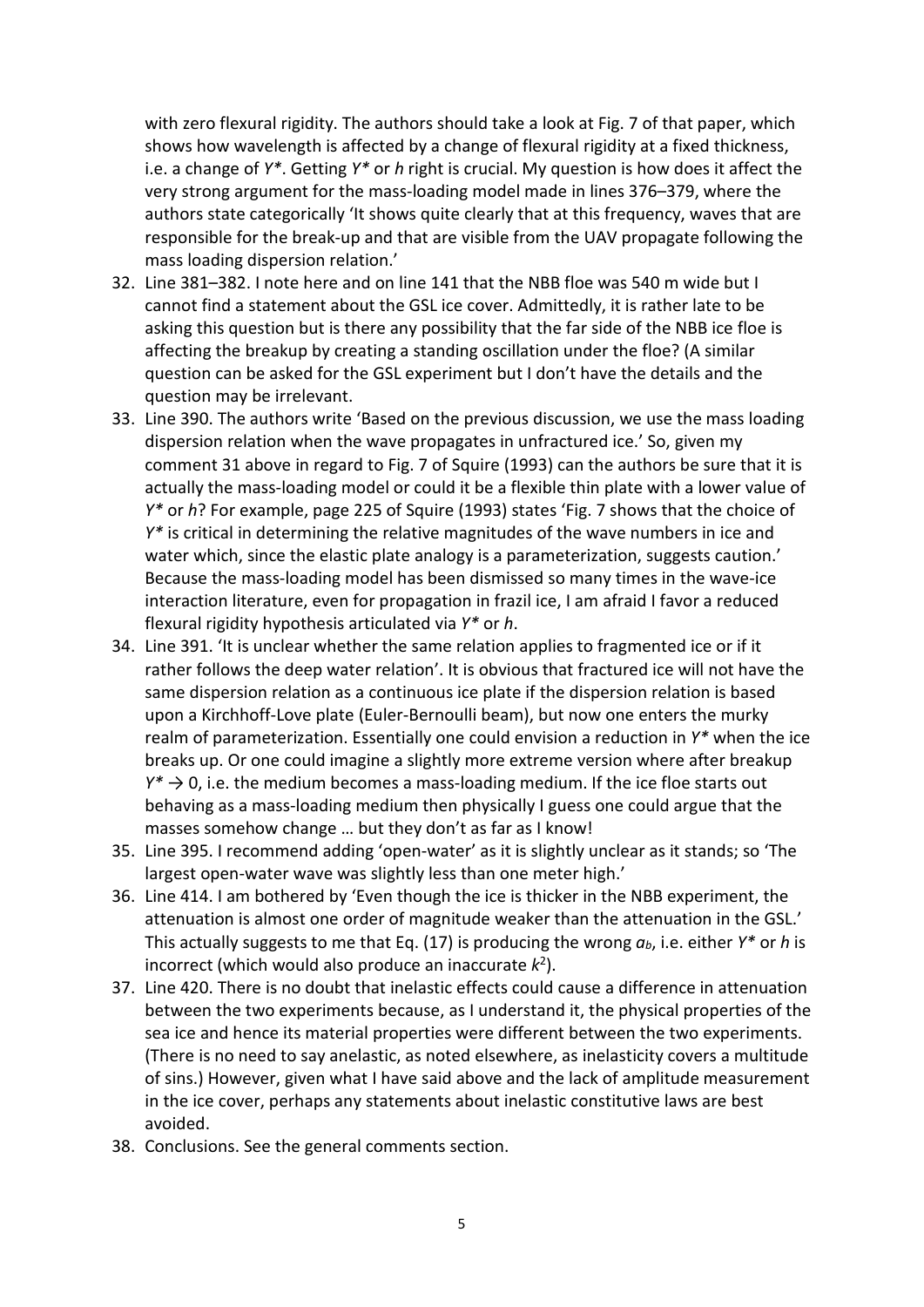with zero flexural rigidity. The authors should take a look at Fig. 7 of that paper, which shows how wavelength is affected by a change of flexural rigidity at a fixed thickness, i.e. a change of $Y^*$. Getting $Y^*$ or $h$ right is crucial. My question is how does it affect the very strong argument for the mass-loading model made in lines 376–379, where the authors state categorically 'It shows quite clearly that at this frequency, waves that are responsible for the break-up and that are visible from the UAV propagate following the mass loading dispersion relation.'

32. Line 381–382. I note here and on line 141 that the NBB floe was 540 m wide but I cannot find a statement about the GSL ice cover. Admittedly, it is rather late to be asking this question but is there any possibility that the far side of the NBB ice floe is affecting the breakup by creating a standing oscillation under the floe? (A similar question can be asked for the GSL experiment but I don't have the details and the question may be irrelevant.
33. Line 390. The authors write 'Based on the previous discussion, we use the mass loading dispersion relation when the wave propagates in unfractured ice.' So, given my comment 31 above in regard to Fig. 7 of Squire (1993) can the authors be sure that it is actually the mass-loading model or could it be a flexible thin plate with a lower value of $Y^*$ or $h$? For example, page 225 of Squire (1993) states 'Fig. 7 shows that the choice of $Y^*$ is critical in determining the relative magnitudes of the wave numbers in ice and water which, since the elastic plate analogy is a parameterization, suggests caution.' Because the mass-loading model has been dismissed so many times in the wave-ice interaction literature, even for propagation in frazil ice, I am afraid I favor a reduced flexural rigidity hypothesis articulated via $Y^*$ or $h$.
34. Line 391. 'It is unclear whether the same relation applies to fragmented ice or if it rather follows the deep water relation'. It is obvious that fractured ice will not have the same dispersion relation as a continuous ice plate if the dispersion relation is based upon a Kirchhoff-Love plate (Euler-Bernoulli beam), but now one enters the murky realm of parameterization. Essentially one could envision a reduction in $Y^*$ when the ice breaks up. Or one could imagine a slightly more extreme version where after breakup $Y^* \to 0$, i.e. the medium becomes a mass-loading medium. If the ice floe starts out behaving as a mass-loading medium then physically I guess one could argue that the masses somehow change … but they don't as far as I know!
35. Line 395. I recommend adding 'open-water' as it is slightly unclear as it stands; so 'The largest open-water wave was slightly less than one meter high.'
36. Line 414. I am bothered by 'Even though the ice is thicker in the NBB experiment, the attenuation is almost one order of magnitude weaker than the attenuation in the GSL.' This actually suggests to me that Eq. (17) is producing the wrong $a_b$, i.e. either $Y^*$ or $h$ is incorrect (which would also produce an inaccurate $k^2$).
37. Line 420. There is no doubt that inelastic effects could cause a difference in attenuation between the two experiments because, as I understand it, the physical properties of the sea ice and hence its material properties were different between the two experiments. (There is no need to say anelastic, as noted elsewhere, as inelasticity covers a multitude of sins.) However, given what I have said above and the lack of amplitude measurement in the ice cover, perhaps any statements about inelastic constitutive laws are best avoided.
38. Conclusions. See the general comments section.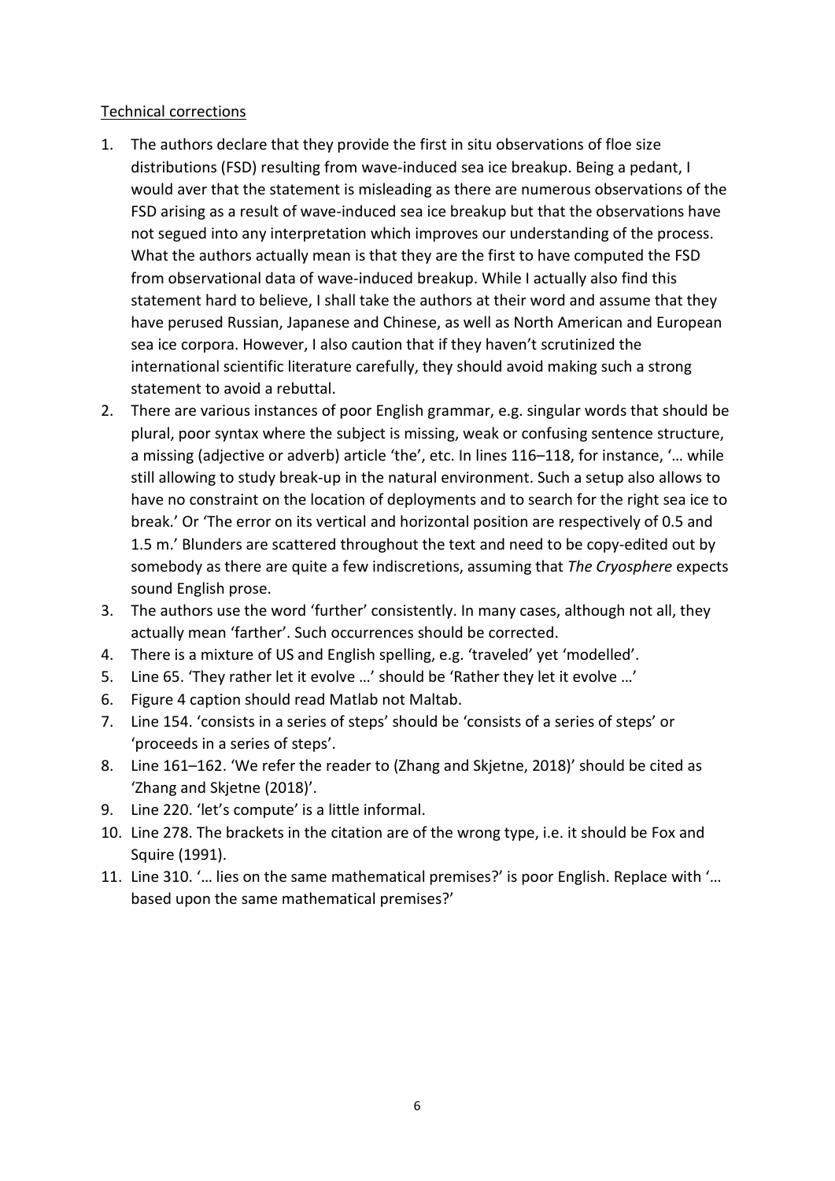Technical corrections

1. The authors declare that they provide the first in situ observations of floe size distributions (FSD) resulting from wave-induced sea ice breakup. Being a pedant, I would aver that the statement is misleading as there are numerous observations of the FSD arising as a result of wave-induced sea ice breakup but that the observations have not segued into any interpretation which improves our understanding of the process. What the authors actually mean is that they are the first to have computed the FSD from observational data of wave-induced breakup. While I actually also find this statement hard to believe, I shall take the authors at their word and assume that they have perused Russian, Japanese and Chinese, as well as North American and European sea ice corpora. However, I also caution that if they haven't scrutinized the international scientific literature carefully, they should avoid making such a strong statement to avoid a rebuttal.
2. There are various instances of poor English grammar, e.g. singular words that should be plural, poor syntax where the subject is missing, weak or confusing sentence structure, a missing (adjective or adverb) article 'the', etc. In lines 116–118, for instance, '… while still allowing to study break-up in the natural environment. Such a setup also allows to have no constraint on the location of deployments and to search for the right sea ice to break.' Or 'The error on its vertical and horizontal position are respectively of 0.5 and 1.5 m.' Blunders are scattered throughout the text and need to be copy-edited out by somebody as there are quite a few indiscretions, assuming that *The Cryosphere* expects sound English prose.
3. The authors use the word 'further' consistently. In many cases, although not all, they actually mean 'farther'. Such occurrences should be corrected.
4. There is a mixture of US and English spelling, e.g. 'traveled' yet 'modelled'.
5. Line 65. 'They rather let it evolve …' should be 'Rather they let it evolve …'
6. Figure 4 caption should read Matlab not Maltab.
7. Line 154. 'consists in a series of steps' should be 'consists of a series of steps' or 'proceeds in a series of steps'.
8. Line 161–162. 'We refer the reader to (Zhang and Skjetne, 2018)' should be cited as 'Zhang and Skjetne (2018)'.
9. Line 220. 'let's compute' is a little informal.
10. Line 278. The brackets in the citation are of the wrong type, i.e. it should be Fox and Squire (1991).
11. Line 310. '… lies on the same mathematical premises?' is poor English. Replace with '… based upon the same mathematical premises?'